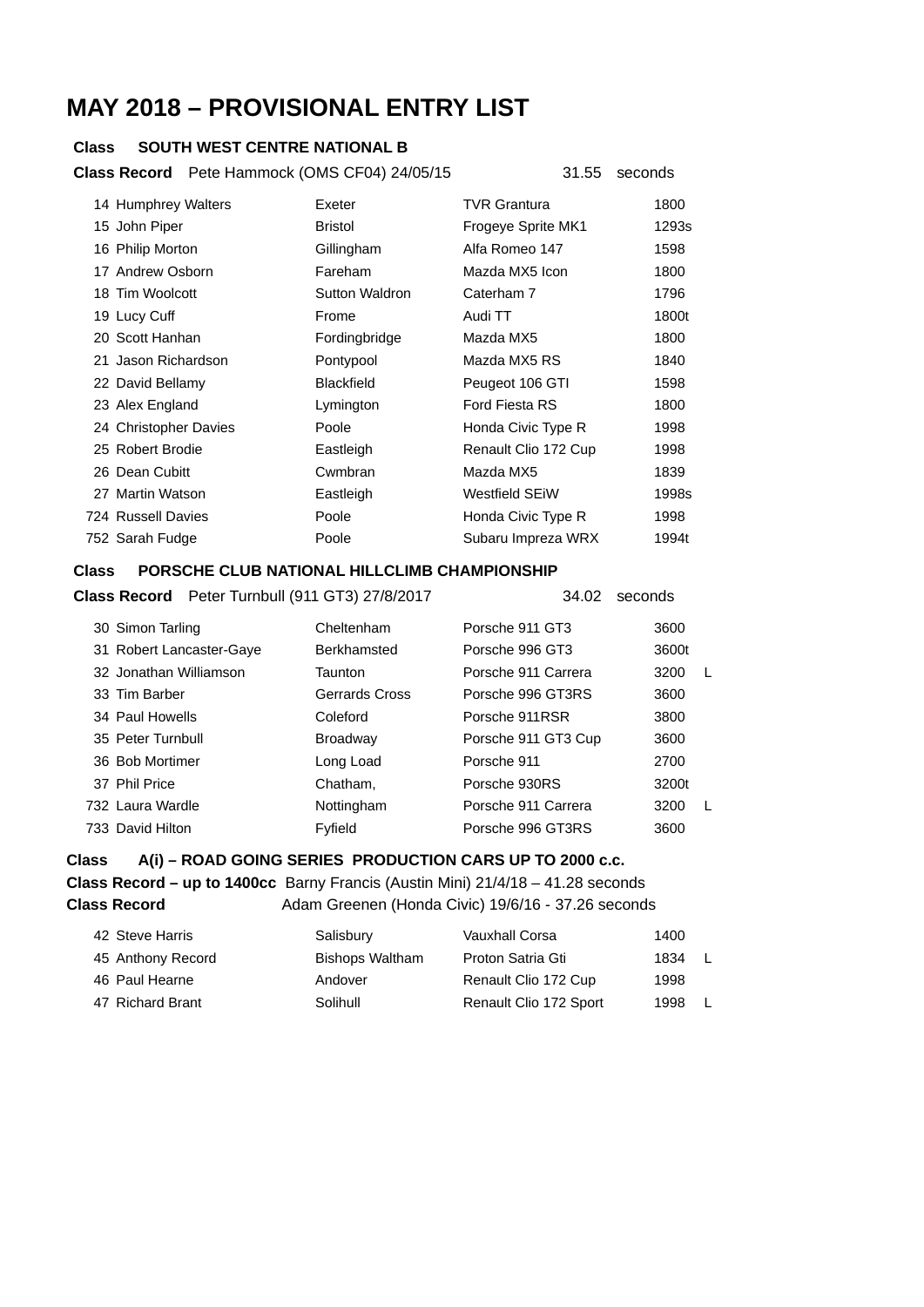# MAY 2018 – PROVISIONAL ENTRY LIST

**Class SOUTH WEST CENTRE NATIONAL B**

**Class Record** Pete Hammock (OMS CF04) 24/05/15 31.55 seconds

| No. | Name | Town | Car | cc | |
|---|---|---|---|---|---|
| 14 | Humphrey Walters | Exeter | TVR Grantura | 1800 | |
| 15 | John Piper | Bristol | Frogeye Sprite MK1 | 1293s | |
| 16 | Philip Morton | Gillingham | Alfa Romeo 147 | 1598 | |
| 17 | Andrew Osborn | Fareham | Mazda MX5 Icon | 1800 | |
| 18 | Tim Woolcott | Sutton Waldron | Caterham 7 | 1796 | |
| 19 | Lucy Cuff | Frome | Audi TT | 1800t | |
| 20 | Scott Hanhan | Fordingbridge | Mazda MX5 | 1800 | |
| 21 | Jason Richardson | Pontypool | Mazda MX5 RS | 1840 | |
| 22 | David Bellamy | Blackfield | Peugeot 106 GTI | 1598 | |
| 23 | Alex England | Lymington | Ford Fiesta RS | 1800 | |
| 24 | Christopher Davies | Poole | Honda Civic Type R | 1998 | |
| 25 | Robert Brodie | Eastleigh | Renault Clio 172 Cup | 1998 | |
| 26 | Dean Cubitt | Cwmbran | Mazda MX5 | 1839 | |
| 27 | Martin Watson | Eastleigh | Westfield SEiW | 1998s | |
| 724 | Russell Davies | Poole | Honda Civic Type R | 1998 | |
| 752 | Sarah Fudge | Poole | Subaru Impreza WRX | 1994t | |

**Class PORSCHE CLUB NATIONAL HILLCLIMB CHAMPIONSHIP**

**Class Record** Peter Turnbull (911 GT3) 27/8/2017 34.02 seconds

| No. | Name | Town | Car | cc | |
|---|---|---|---|---|---|
| 30 | Simon Tarling | Cheltenham | Porsche 911 GT3 | 3600 | |
| 31 | Robert Lancaster-Gaye | Berkhamsted | Porsche 996 GT3 | 3600t | |
| 32 | Jonathan Williamson | Taunton | Porsche 911 Carrera | 3200 | L |
| 33 | Tim Barber | Gerrards Cross | Porsche 996 GT3RS | 3600 | |
| 34 | Paul Howells | Coleford | Porsche 911RSR | 3800 | |
| 35 | Peter Turnbull | Broadway | Porsche 911 GT3 Cup | 3600 | |
| 36 | Bob Mortimer | Long Load | Porsche 911 | 2700 | |
| 37 | Phil Price | Chatham, | Porsche 930RS | 3200t | |
| 732 | Laura Wardle | Nottingham | Porsche 911 Carrera | 3200 | L |
| 733 | David Hilton | Fyfield | Porsche 996 GT3RS | 3600 | |

**Class A(i) – ROAD GOING SERIES PRODUCTION CARS UP TO 2000 c.c.**

**Class Record – up to 1400cc** Barny Francis (Austin Mini) 21/4/18 – 41.28 seconds

**Class Record** Adam Greenen (Honda Civic) 19/6/16 - 37.26 seconds

| No. | Name | Town | Car | cc | |
|---|---|---|---|---|---|
| 42 | Steve Harris | Salisbury | Vauxhall Corsa | 1400 | |
| 45 | Anthony Record | Bishops Waltham | Proton Satria Gti | 1834 | L |
| 46 | Paul Hearne | Andover | Renault Clio 172 Cup | 1998 | |
| 47 | Richard Brant | Solihull | Renault Clio 172 Sport | 1998 | L |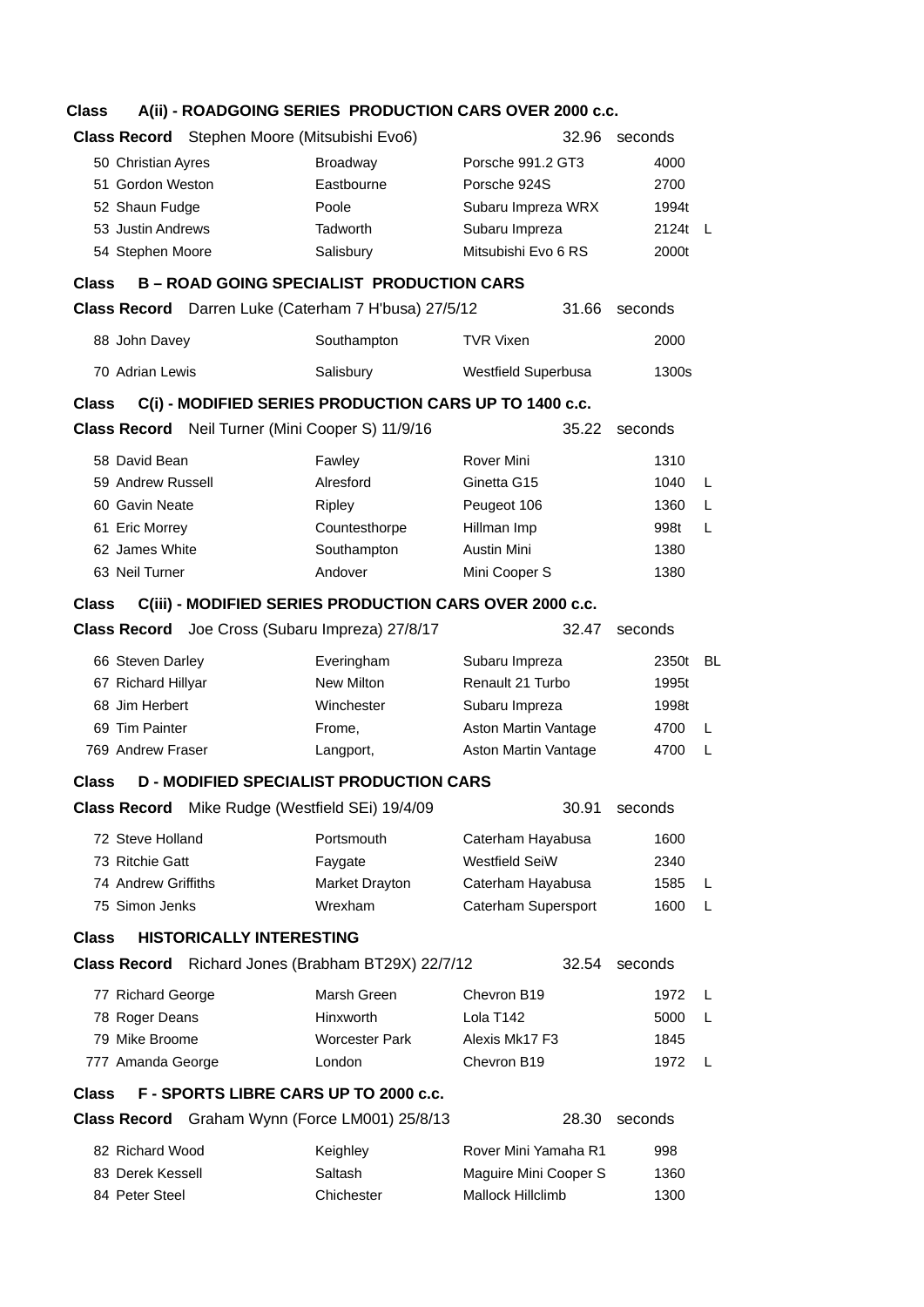**Class A(ii) - ROADGOING SERIES PRODUCTION CARS OVER 2000 c.c.**

**Class Record** Stephen Moore (Mitsubishi Evo6) 32.96 seconds

| | | | | |
|---|---|---|---|---|
| 50 Christian Ayres | Broadway | Porsche 991.2 GT3 | 4000 | |
| 51 Gordon Weston | Eastbourne | Porsche 924S | 2700 | |
| 52 Shaun Fudge | Poole | Subaru Impreza WRX | 1994t | |
| 53 Justin Andrews | Tadworth | Subaru Impreza | 2124t | L |
| 54 Stephen Moore | Salisbury | Mitsubishi Evo 6 RS | 2000t | |

**Class B – ROAD GOING SPECIALIST PRODUCTION CARS**

**Class Record** Darren Luke (Caterham 7 H'busa) 27/5/12 31.66 seconds

| | | | | |
|---|---|---|---|---|
| 88 John Davey | Southampton | TVR Vixen | 2000 | |
| 70 Adrian Lewis | Salisbury | Westfield Superbusa | 1300s | |

**Class C(i) - MODIFIED SERIES PRODUCTION CARS UP TO 1400 c.c.**

**Class Record** Neil Turner (Mini Cooper S) 11/9/16 35.22 seconds

| | | | | |
|---|---|---|---|---|
| 58 David Bean | Fawley | Rover Mini | 1310 | |
| 59 Andrew Russell | Alresford | Ginetta G15 | 1040 | L |
| 60 Gavin Neate | Ripley | Peugeot 106 | 1360 | L |
| 61 Eric Morrey | Countesthorpe | Hillman Imp | 998t | L |
| 62 James White | Southampton | Austin Mini | 1380 | |
| 63 Neil Turner | Andover | Mini Cooper S | 1380 | |

**Class C(iii) - MODIFIED SERIES PRODUCTION CARS OVER 2000 c.c.**

**Class Record** Joe Cross (Subaru Impreza) 27/8/17 32.47 seconds

| | | | | |
|---|---|---|---|---|
| 66 Steven Darley | Everingham | Subaru Impreza | 2350t | BL |
| 67 Richard Hillyar | New Milton | Renault 21 Turbo | 1995t | |
| 68 Jim Herbert | Winchester | Subaru Impreza | 1998t | |
| 69 Tim Painter | Frome, | Aston Martin Vantage | 4700 | L |
| 769 Andrew Fraser | Langport, | Aston Martin Vantage | 4700 | L |

**Class D - MODIFIED SPECIALIST PRODUCTION CARS**

**Class Record** Mike Rudge (Westfield SEi) 19/4/09 30.91 seconds

| | | | | |
|---|---|---|---|---|
| 72 Steve Holland | Portsmouth | Caterham Hayabusa | 1600 | |
| 73 Ritchie Gatt | Faygate | Westfield SeiW | 2340 | |
| 74 Andrew Griffiths | Market Drayton | Caterham Hayabusa | 1585 | L |
| 75 Simon Jenks | Wrexham | Caterham Supersport | 1600 | L |

**Class HISTORICALLY INTERESTING**

**Class Record** Richard Jones (Brabham BT29X) 22/7/12 32.54 seconds

| | | | | |
|---|---|---|---|---|
| 77 Richard George | Marsh Green | Chevron B19 | 1972 | L |
| 78 Roger Deans | Hinxworth | Lola T142 | 5000 | L |
| 79 Mike Broome | Worcester Park | Alexis Mk17 F3 | 1845 | |
| 777 Amanda George | London | Chevron B19 | 1972 | L |

**Class F - SPORTS LIBRE CARS UP TO 2000 c.c.**

**Class Record** Graham Wynn (Force LM001) 25/8/13 28.30 seconds

| | | | |
|---|---|---|---|
| 82 Richard Wood | Keighley | Rover Mini Yamaha R1 | 998 |
| 83 Derek Kessell | Saltash | Maguire Mini Cooper S | 1360 |
| 84 Peter Steel | Chichester | Mallock Hillclimb | 1300 |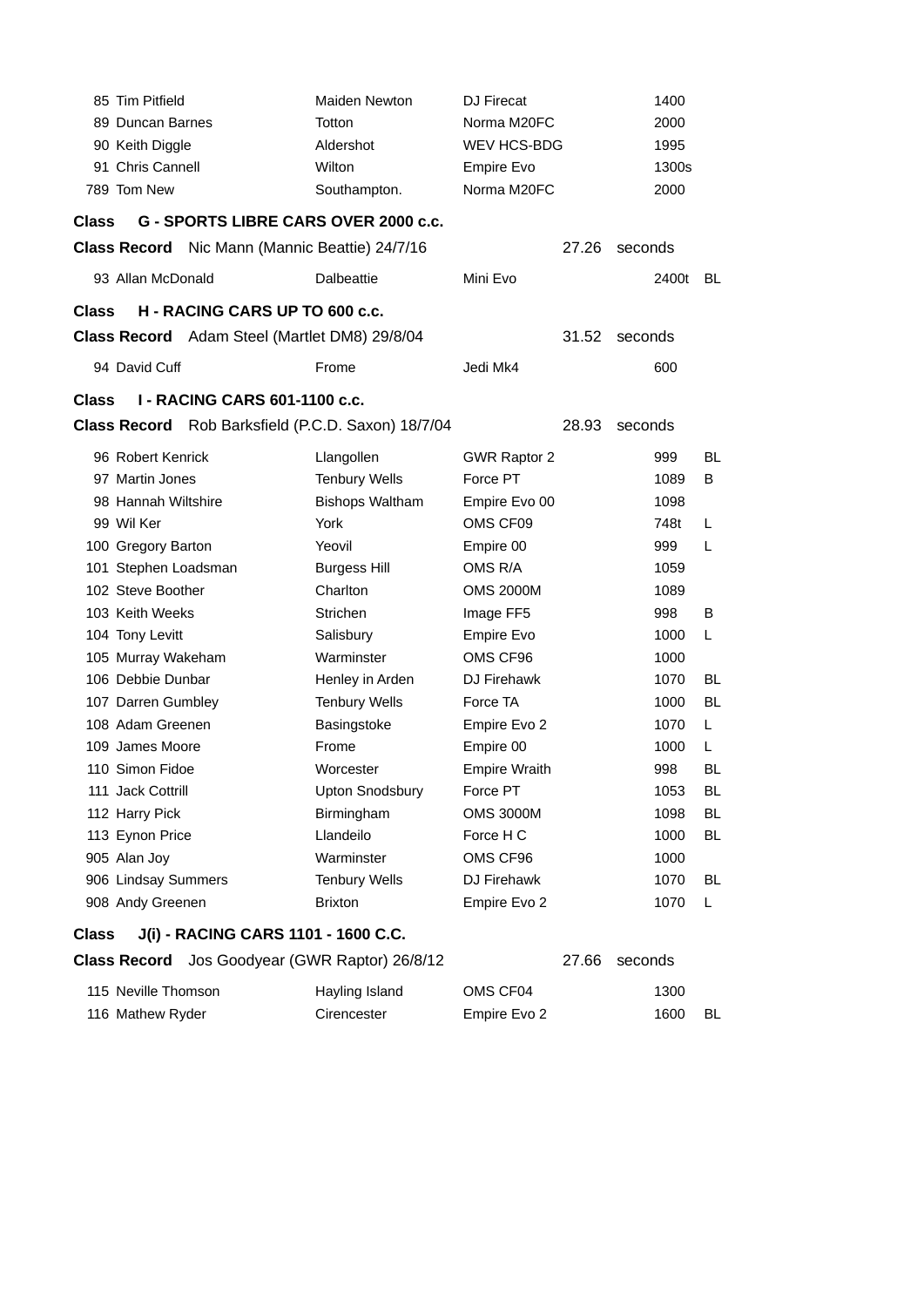| | | | | |
|---|---|---|---|---|
| 85 Tim Pitfield | Maiden Newton | DJ Firecat | 1400 | |
| 89 Duncan Barnes | Totton | Norma M20FC | 2000 | |
| 90 Keith Diggle | Aldershot | WEV HCS-BDG | 1995 | |
| 91 Chris Cannell | Wilton | Empire Evo | 1300s | |
| 789 Tom New | Southampton. | Norma M20FC | 2000 | |

**Class G - SPORTS LIBRE CARS OVER 2000 c.c.**

**Class Record** Nic Mann (Mannic Beattie) 24/7/16 27.26 seconds

| | | | | |
|---|---|---|---|---|
| 93 Allan McDonald | Dalbeattie | Mini Evo | 2400t | BL |

**Class H - RACING CARS UP TO 600 c.c.**

**Class Record** Adam Steel (Martlet DM8) 29/8/04 31.52 seconds

| | | | | |
|---|---|---|---|---|
| 94 David Cuff | Frome | Jedi Mk4 | 600 | |

**Class I - RACING CARS 601-1100 c.c.**

**Class Record** Rob Barksfield (P.C.D. Saxon) 18/7/04 28.93 seconds

| | | | | |
|---|---|---|---|---|
| 96 Robert Kenrick | Llangollen | GWR Raptor 2 | 999 | BL |
| 97 Martin Jones | Tenbury Wells | Force PT | 1089 | B |
| 98 Hannah Wiltshire | Bishops Waltham | Empire Evo 00 | 1098 | |
| 99 Wil Ker | York | OMS CF09 | 748t | L |
| 100 Gregory Barton | Yeovil | Empire 00 | 999 | L |
| 101 Stephen Loadsman | Burgess Hill | OMS R/A | 1059 | |
| 102 Steve Boother | Charlton | OMS 2000M | 1089 | |
| 103 Keith Weeks | Strichen | Image FF5 | 998 | B |
| 104 Tony Levitt | Salisbury | Empire Evo | 1000 | L |
| 105 Murray Wakeham | Warminster | OMS CF96 | 1000 | |
| 106 Debbie Dunbar | Henley in Arden | DJ Firehawk | 1070 | BL |
| 107 Darren Gumbley | Tenbury Wells | Force TA | 1000 | BL |
| 108 Adam Greenen | Basingstoke | Empire Evo 2 | 1070 | L |
| 109 James Moore | Frome | Empire 00 | 1000 | L |
| 110 Simon Fidoe | Worcester | Empire Wraith | 998 | BL |
| 111 Jack Cottrill | Upton Snodsbury | Force PT | 1053 | BL |
| 112 Harry Pick | Birmingham | OMS 3000M | 1098 | BL |
| 113 Eynon Price | Llandeilo | Force H C | 1000 | BL |
| 905 Alan Joy | Warminster | OMS CF96 | 1000 | |
| 906 Lindsay Summers | Tenbury Wells | DJ Firehawk | 1070 | BL |
| 908 Andy Greenen | Brixton | Empire Evo 2 | 1070 | L |

**Class J(i) - RACING CARS 1101 - 1600 C.C.**

**Class Record** Jos Goodyear (GWR Raptor) 26/8/12 27.66 seconds

| | | | | |
|---|---|---|---|---|
| 115 Neville Thomson | Hayling Island | OMS CF04 | 1300 | |
| 116 Mathew Ryder | Cirencester | Empire Evo 2 | 1600 | BL |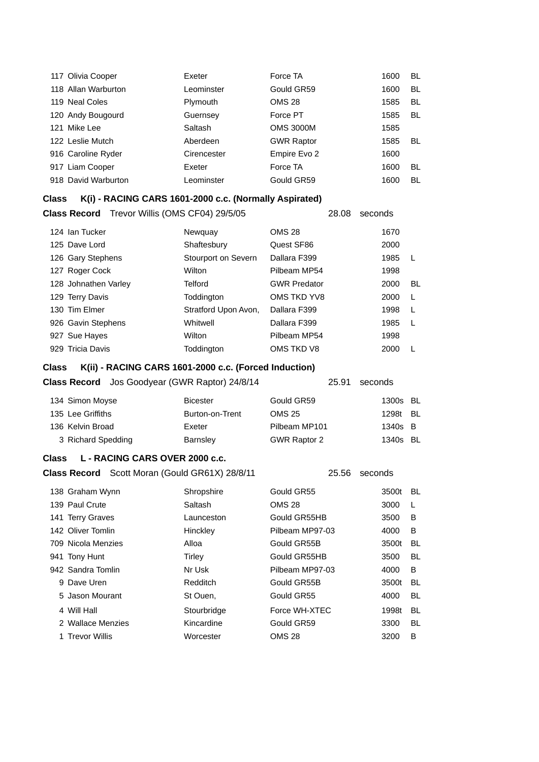| No. | Driver | Location | Car | cc | |
|---|---|---|---|---|---|
| 117 | Olivia Cooper | Exeter | Force TA | 1600 | BL |
| 118 | Allan Warburton | Leominster | Gould GR59 | 1600 | BL |
| 119 | Neal Coles | Plymouth | OMS 28 | 1585 | BL |
| 120 | Andy Bougourd | Guernsey | Force PT | 1585 | BL |
| 121 | Mike Lee | Saltash | OMS 3000M | 1585 | |
| 122 | Leslie Mutch | Aberdeen | GWR Raptor | 1585 | BL |
| 916 | Caroline Ryder | Cirencester | Empire Evo 2 | 1600 | |
| 917 | Liam Cooper | Exeter | Force TA | 1600 | BL |
| 918 | David Warburton | Leominster | Gould GR59 | 1600 | BL |

**Class K(i) - RACING CARS 1601-2000 c.c. (Normally Aspirated)**

**Class Record** Trevor Willis (OMS CF04) 29/5/05 28.08 seconds

| No. | Driver | Location | Car | cc | |
|---|---|---|---|---|---|
| 124 | Ian Tucker | Newquay | OMS 28 | 1670 | |
| 125 | Dave Lord | Shaftesbury | Quest SF86 | 2000 | |
| 126 | Gary Stephens | Stourport on Severn | Dallara F399 | 1985 | L |
| 127 | Roger Cock | Wilton | Pilbeam MP54 | 1998 | |
| 128 | Johnathen Varley | Telford | GWR Predator | 2000 | BL |
| 129 | Terry Davis | Toddington | OMS TKD YV8 | 2000 | L |
| 130 | Tim Elmer | Stratford Upon Avon, | Dallara F399 | 1998 | L |
| 926 | Gavin Stephens | Whitwell | Dallara F399 | 1985 | L |
| 927 | Sue Hayes | Wilton | Pilbeam MP54 | 1998 | |
| 929 | Tricia Davis | Toddington | OMS TKD V8 | 2000 | L |

**Class K(ii) - RACING CARS 1601-2000 c.c. (Forced Induction)**

**Class Record** Jos Goodyear (GWR Raptor) 24/8/14 25.91 seconds

| No. | Driver | Location | Car | cc | |
|---|---|---|---|---|---|
| 134 | Simon Moyse | Bicester | Gould GR59 | 1300s | BL |
| 135 | Lee Griffiths | Burton-on-Trent | OMS 25 | 1298t | BL |
| 136 | Kelvin Broad | Exeter | Pilbeam MP101 | 1340s | B |
| 3 | Richard Spedding | Barnsley | GWR Raptor 2 | 1340s | BL |

**Class L - RACING CARS OVER 2000 c.c.**

**Class Record** Scott Moran (Gould GR61X) 28/8/11 25.56 seconds

| No. | Driver | Location | Car | cc | |
|---|---|---|---|---|---|
| 138 | Graham Wynn | Shropshire | Gould GR55 | 3500t | BL |
| 139 | Paul Crute | Saltash | OMS 28 | 3000 | L |
| 141 | Terry Graves | Launceston | Gould GR55HB | 3500 | B |
| 142 | Oliver Tomlin | Hinckley | Pilbeam MP97-03 | 4000 | B |
| 709 | Nicola Menzies | Alloa | Gould GR55B | 3500t | BL |
| 941 | Tony Hunt | Tirley | Gould GR55HB | 3500 | BL |
| 942 | Sandra Tomlin | Nr Usk | Pilbeam MP97-03 | 4000 | B |
| 9 | Dave Uren | Redditch | Gould GR55B | 3500t | BL |
| 5 | Jason Mourant | St Ouen, | Gould GR55 | 4000 | BL |
| 4 | Will Hall | Stourbridge | Force WH-XTEC | 1998t | BL |
| 2 | Wallace Menzies | Kincardine | Gould GR59 | 3300 | BL |
| 1 | Trevor Willis | Worcester | OMS 28 | 3200 | B |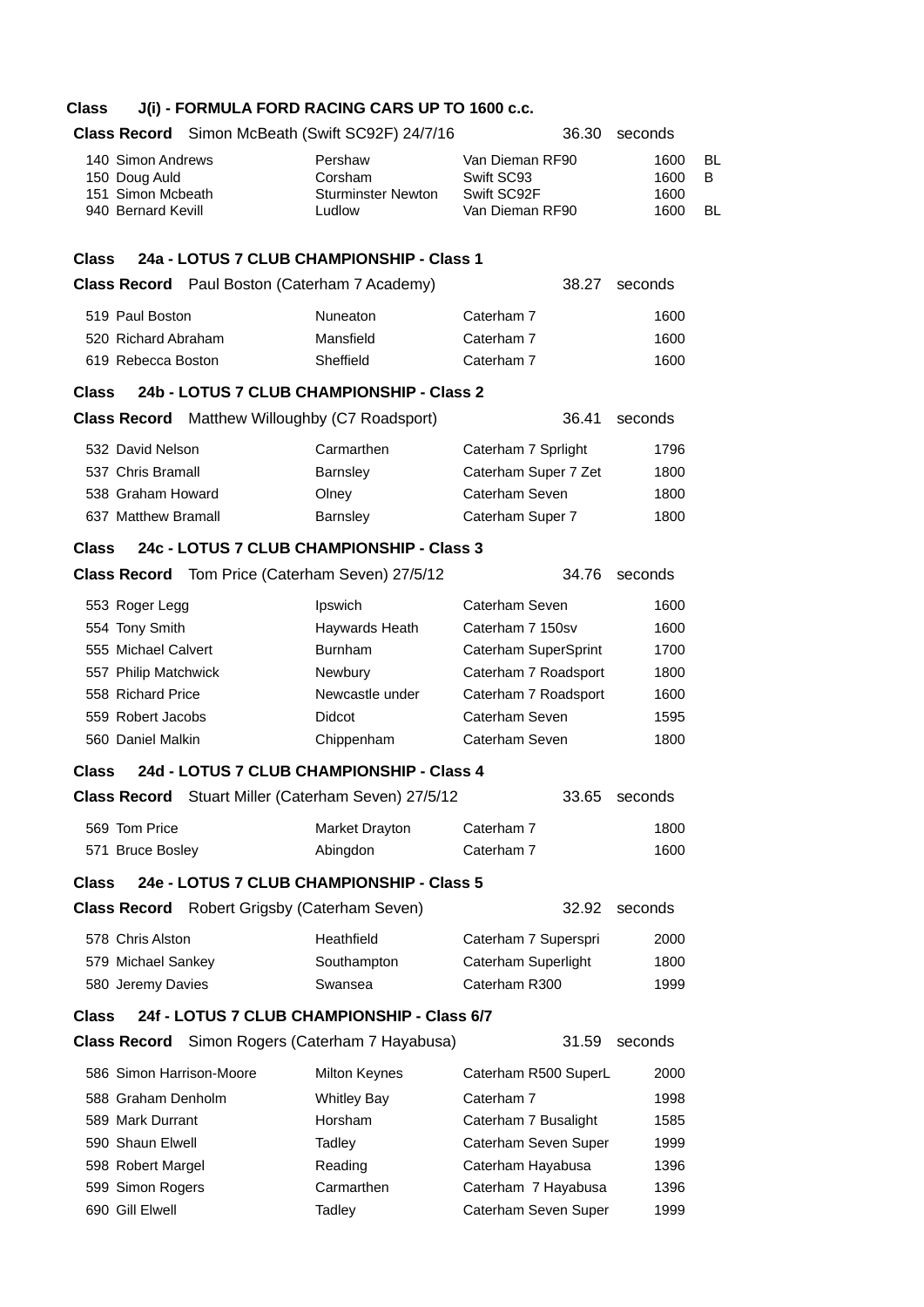## Class J(i) - FORMULA FORD RACING CARS UP TO 1600 c.c.

**Class Record** Simon McBeath (Swift SC92F) 24/7/16 36.30 seconds

| | | | | | |
|---|---|---|---|---|---|
| 140 | Simon Andrews | Pershaw | Van Dieman RF90 | 1600 | BL |
| 150 | Doug Auld | Corsham | Swift SC93 | 1600 | B |
| 151 | Simon Mcbeath | Sturminster Newton | Swift SC92F | 1600 | |
| 940 | Bernard Kevill | Ludlow | Van Dieman RF90 | 1600 | BL |

## Class 24a - LOTUS 7 CLUB CHAMPIONSHIP - Class 1

**Class Record** Paul Boston (Caterham 7 Academy) 38.27 seconds

| | | | | |
|---|---|---|---|---|
| 519 | Paul Boston | Nuneaton | Caterham 7 | 1600 |
| 520 | Richard Abraham | Mansfield | Caterham 7 | 1600 |
| 619 | Rebecca Boston | Sheffield | Caterham 7 | 1600 |

## Class 24b - LOTUS 7 CLUB CHAMPIONSHIP - Class 2

**Class Record** Matthew Willoughby (C7 Roadsport) 36.41 seconds

| | | | | |
|---|---|---|---|---|
| 532 | David Nelson | Carmarthen | Caterham 7 Sprlight | 1796 |
| 537 | Chris Bramall | Barnsley | Caterham Super 7 Zet | 1800 |
| 538 | Graham Howard | Olney | Caterham Seven | 1800 |
| 637 | Matthew Bramall | Barnsley | Caterham Super 7 | 1800 |

## Class 24c - LOTUS 7 CLUB CHAMPIONSHIP - Class 3

**Class Record** Tom Price (Caterham Seven) 27/5/12 34.76 seconds

| | | | | |
|---|---|---|---|---|
| 553 | Roger Legg | Ipswich | Caterham Seven | 1600 |
| 554 | Tony Smith | Haywards Heath | Caterham 7 150sv | 1600 |
| 555 | Michael Calvert | Burnham | Caterham SuperSprint | 1700 |
| 557 | Philip Matchwick | Newbury | Caterham 7 Roadsport | 1800 |
| 558 | Richard Price | Newcastle under | Caterham 7 Roadsport | 1600 |
| 559 | Robert Jacobs | Didcot | Caterham Seven | 1595 |
| 560 | Daniel Malkin | Chippenham | Caterham Seven | 1800 |

## Class 24d - LOTUS 7 CLUB CHAMPIONSHIP - Class 4

**Class Record** Stuart Miller (Caterham Seven) 27/5/12 33.65 seconds

| | | | | |
|---|---|---|---|---|
| 569 | Tom Price | Market Drayton | Caterham 7 | 1800 |
| 571 | Bruce Bosley | Abingdon | Caterham 7 | 1600 |

## Class 24e - LOTUS 7 CLUB CHAMPIONSHIP - Class 5

**Class Record** Robert Grigsby (Caterham Seven) 32.92 seconds

| | | | | |
|---|---|---|---|---|
| 578 | Chris Alston | Heathfield | Caterham 7 Superspri | 2000 |
| 579 | Michael Sankey | Southampton | Caterham Superlight | 1800 |
| 580 | Jeremy Davies | Swansea | Caterham R300 | 1999 |

## Class 24f - LOTUS 7 CLUB CHAMPIONSHIP - Class 6/7

**Class Record** Simon Rogers (Caterham 7 Hayabusa) 31.59 seconds

| | | | | |
|---|---|---|---|---|
| 586 | Simon Harrison-Moore | Milton Keynes | Caterham R500 SuperL | 2000 |
| 588 | Graham Denholm | Whitley Bay | Caterham 7 | 1998 |
| 589 | Mark Durrant | Horsham | Caterham 7 Busalight | 1585 |
| 590 | Shaun Elwell | Tadley | Caterham Seven Super | 1999 |
| 598 | Robert Margel | Reading | Caterham Hayabusa | 1396 |
| 599 | Simon Rogers | Carmarthen | Caterham 7 Hayabusa | 1396 |
| 690 | Gill Elwell | Tadley | Caterham Seven Super | 1999 |